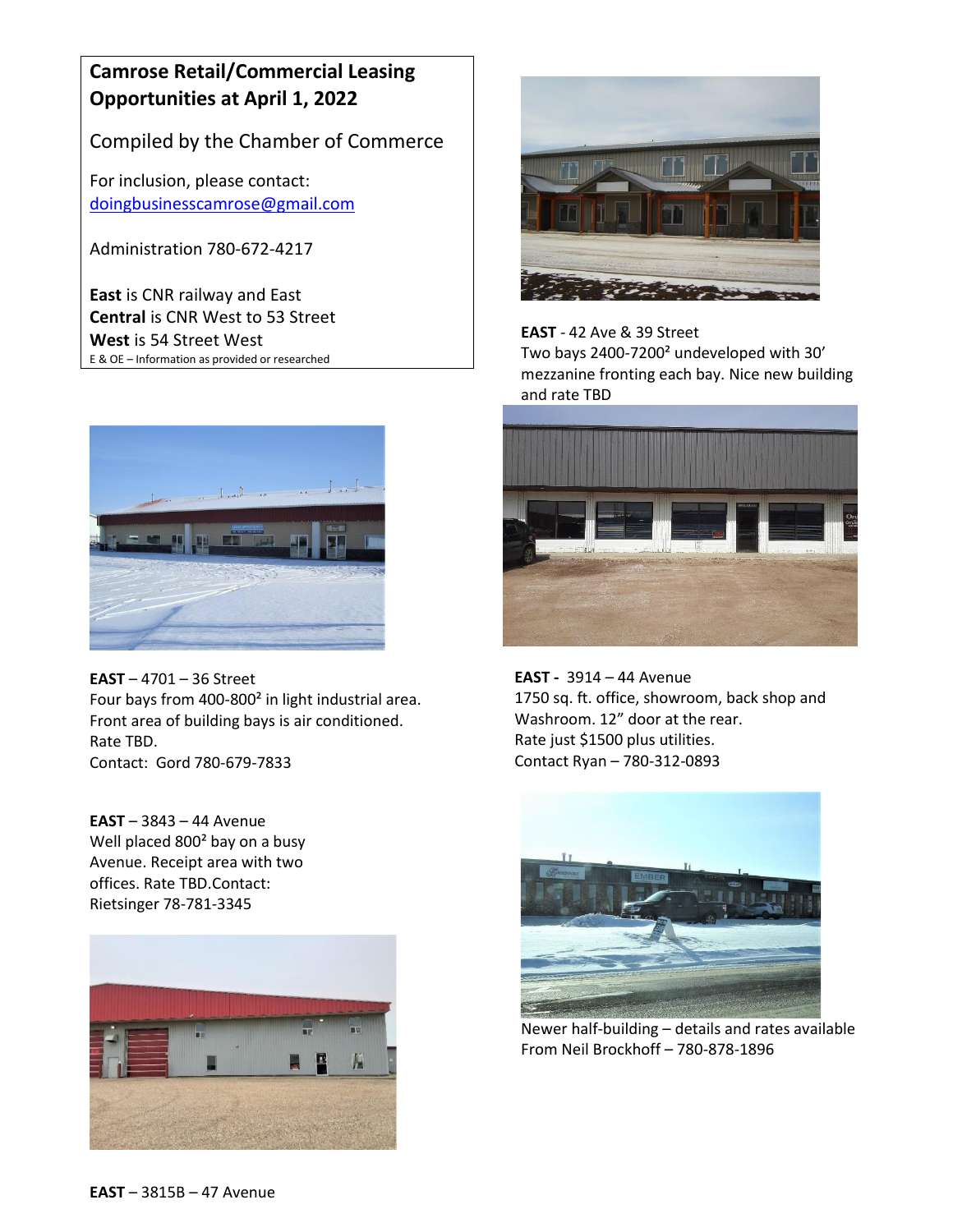**Camrose Retail/Commercial Leasing Opportunities at April 1, 2022**

Compiled by the Chamber of Commerce

For inclusion, please contact:
doingbusinesscamrose@gmail.com

Administration 780-672-4217

**East** is CNR railway and East
**Central** is CNR West to 53 Street
**West** is 54 Street West
E & OE – Information as provided or researched

**EAST** - 42 Ave & 39 Street
Two bays 2400-7200² undeveloped with 30' mezzanine fronting each bay. Nice new building and rate TBD

**EAST** – 4701 – 36 Street
Four bays from 400-800² in light industrial area. Front area of building bays is air conditioned. Rate TBD.
Contact: Gord 780-679-7833

**EAST -** 3914 – 44 Avenue
1750 sq. ft. office, showroom, back shop and Washroom. 12" door at the rear.
Rate just $1500 plus utilities.
Contact Ryan – 780-312-0893

**EAST** – 3843 – 44 Avenue
Well placed 800² bay on a busy Avenue. Receipt area with two offices. Rate TBD.Contact: Rietsinger 78-781-3345

Newer half-building – details and rates available From Neil Brockhoff – 780-878-1896

**EAST** – 3815B – 47 Avenue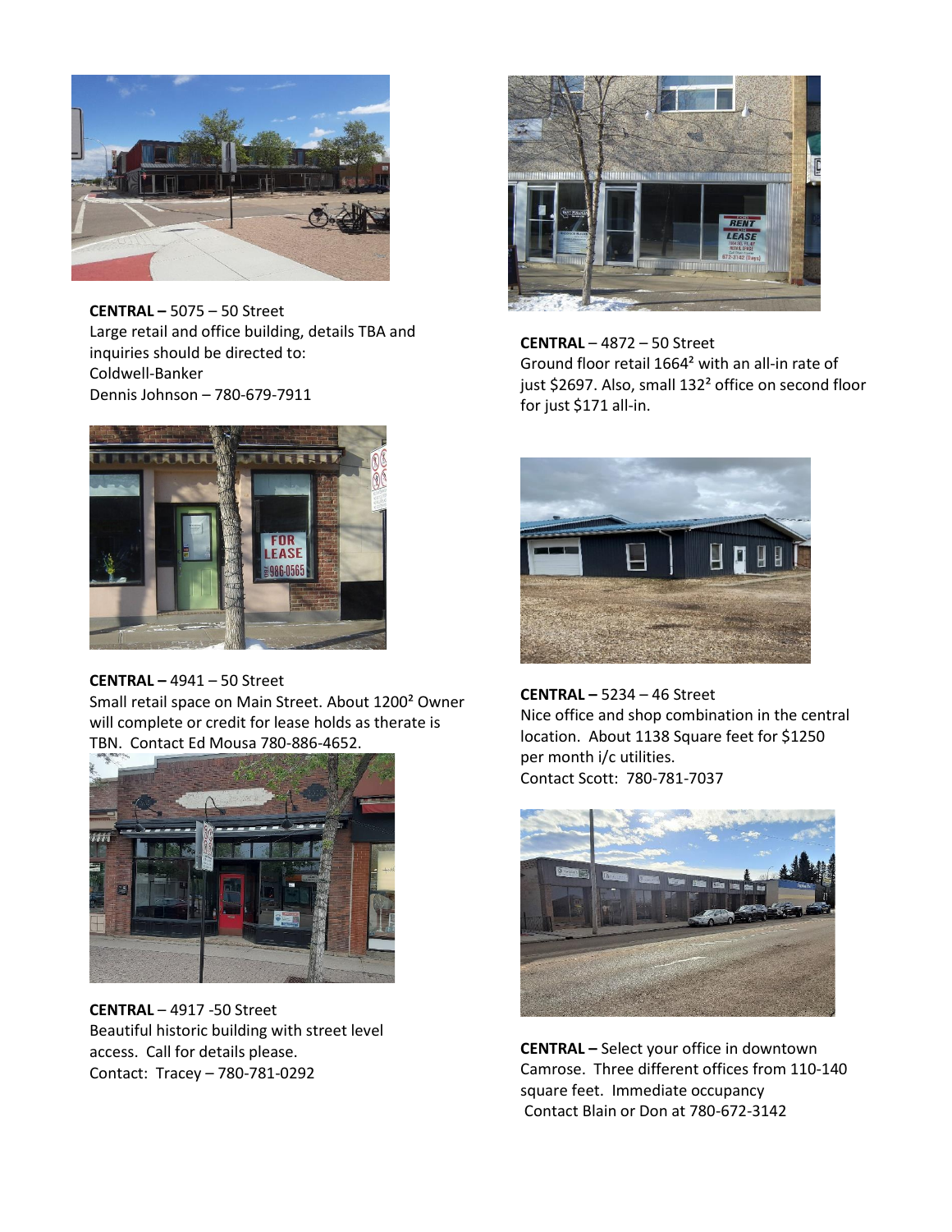**CENTRAL –** 5075 – 50 Street
Large retail and office building, details TBA and inquiries should be directed to:
Coldwell-Banker
Dennis Johnson – 780-679-7911

**CENTRAL –** 4941 – 50 Street
Small retail space on Main Street. About 1200² Owner will complete or credit for lease holds as therate is TBN. Contact Ed Mousa 780-886-4652.

**CENTRAL** – 4917 -50 Street
Beautiful historic building with street level access. Call for details please.
Contact: Tracey – 780-781-0292

**CENTRAL** – 4872 – 50 Street
Ground floor retail 1664² with an all-in rate of just $2697. Also, small 132² office on second floor for just $171 all-in.

**CENTRAL –** 5234 – 46 Street
Nice office and shop combination in the central location. About 1138 Square feet for $1250 per month i/c utilities.
Contact Scott: 780-781-7037

**CENTRAL –** Select your office in downtown Camrose. Three different offices from 110-140 square feet. Immediate occupancy
Contact Blain or Don at 780-672-3142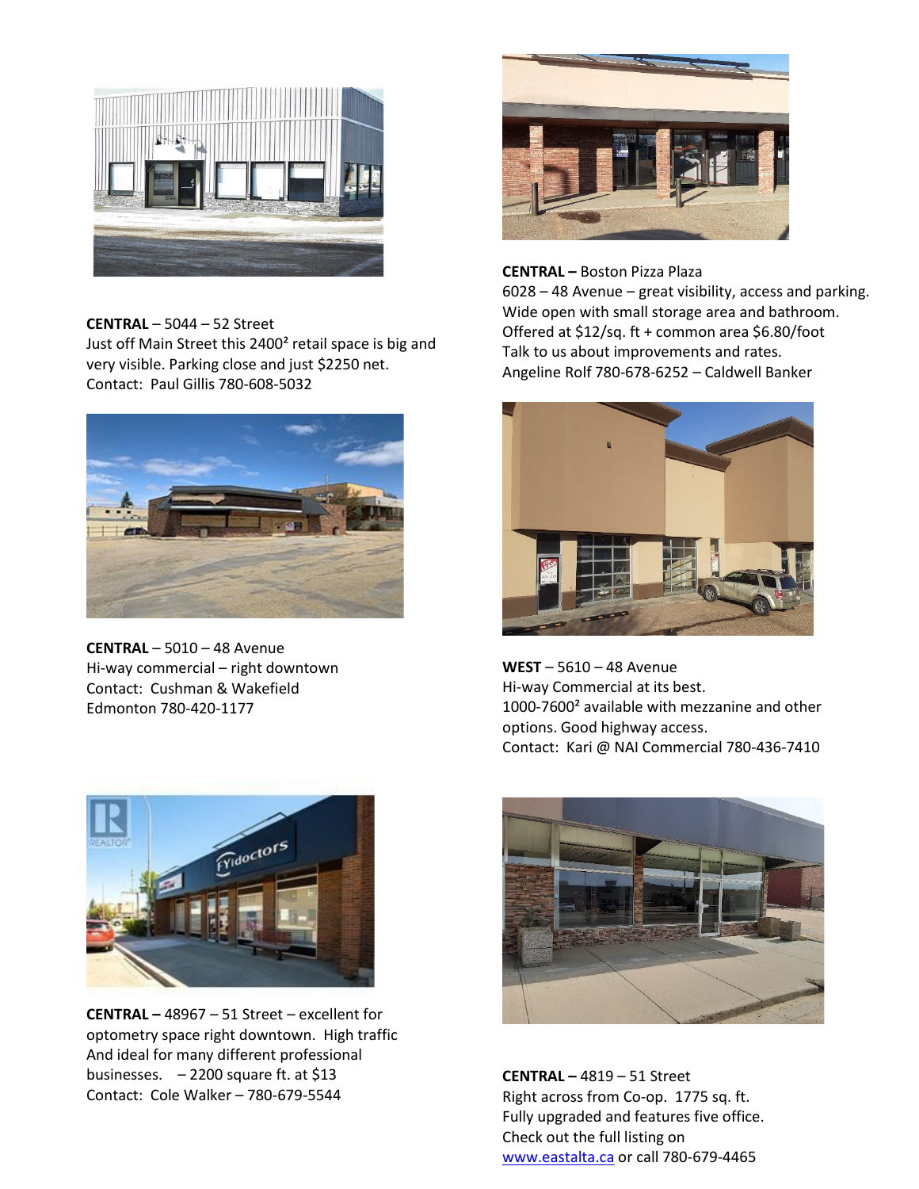**CENTRAL** – 5044 – 52 Street
Just off Main Street this 2400² retail space is big and very visible. Parking close and just $2250 net.
Contact: Paul Gillis 780-608-5032

**CENTRAL –** Boston Pizza Plaza
6028 – 48 Avenue – great visibility, access and parking.
Wide open with small storage area and bathroom.
Offered at $12/sq. ft + common area $6.80/foot
Talk to us about improvements and rates.
Angeline Rolf 780-678-6252 – Caldwell Banker

**CENTRAL** – 5010 – 48 Avenue
Hi-way commercial – right downtown
Contact: Cushman & Wakefield
Edmonton 780-420-1177

**WEST** – 5610 – 48 Avenue
Hi-way Commercial at its best.
1000-7600² available with mezzanine and other options. Good highway access.
Contact: Kari @ NAI Commercial 780-436-7410

**CENTRAL –** 48967 – 51 Street – excellent for optometry space right downtown. High traffic And ideal for many different professional businesses. – 2200 square ft. at $13
Contact: Cole Walker – 780-679-5544

**CENTRAL –** 4819 – 51 Street
Right across from Co-op. 1775 sq. ft.
Fully upgraded and features five office.
Check out the full listing on
[www.eastalta.ca](http://www.eastalta.ca) or call 780-679-4465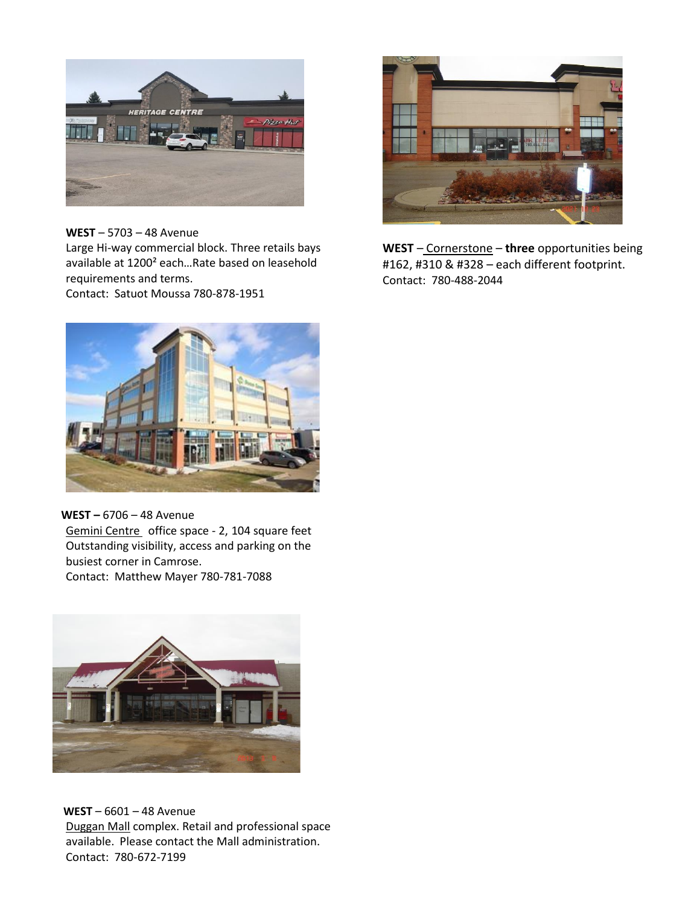**WEST** – 5703 – 48 Avenue
Large Hi-way commercial block. Three retails bays available at 1200² each…Rate based on leasehold requirements and terms.
Contact: Satuot Moussa 780-878-1951

**WEST** – Cornerstone – **three** opportunities being #162, #310 & #328 – each different footprint.
Contact: 780-488-2044

**WEST –** 6706 – 48 Avenue
Gemini Centre office space - 2, 104 square feet
Outstanding visibility, access and parking on the busiest corner in Camrose.
Contact: Matthew Mayer 780-781-7088

**WEST** – 6601 – 48 Avenue
Duggan Mall complex. Retail and professional space available. Please contact the Mall administration.
Contact: 780-672-7199